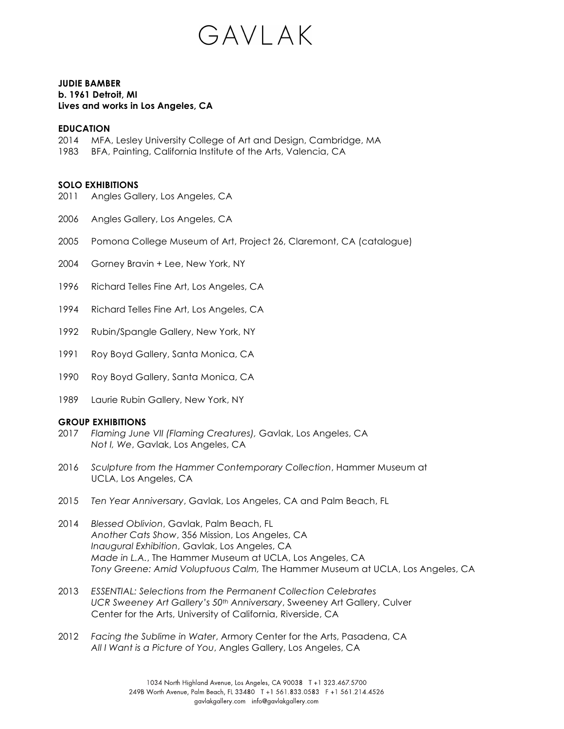# GAVLAK

**JUDIE BAMBER**
**b. 1961 Detroit, MI**
**Lives and works in Los Angeles, CA**

## EDUCATION

2014 MFA, Lesley University College of Art and Design, Cambridge, MA
1983 BFA, Painting, California Institute of the Arts, Valencia, CA

## SOLO EXHIBITIONS

2011 Angles Gallery, Los Angeles, CA

2006 Angles Gallery, Los Angeles, CA

2005 Pomona College Museum of Art, Project 26, Claremont, CA (catalogue)

2004 Gorney Bravin + Lee, New York, NY

1996 Richard Telles Fine Art, Los Angeles, CA

1994 Richard Telles Fine Art, Los Angeles, CA

1992 Rubin/Spangle Gallery, New York, NY

1991 Roy Boyd Gallery, Santa Monica, CA

1990 Roy Boyd Gallery, Santa Monica, CA

1989 Laurie Rubin Gallery, New York, NY

## GROUP EXHIBITIONS

2017 *Flaming June VII (Flaming Creatures),* Gavlak, Los Angeles, CA
*Not I, We*, Gavlak, Los Angeles, CA

2016 *Sculpture from the Hammer Contemporary Collection*, Hammer Museum at UCLA, Los Angeles, CA

2015 *Ten Year Anniversary*, Gavlak, Los Angeles, CA and Palm Beach, FL

2014 *Blessed Oblivion*, Gavlak, Palm Beach, FL
*Another Cats Show*, 356 Mission, Los Angeles, CA
*Inaugural Exhibition*, Gavlak, Los Angeles, CA
*Made in L.A.*, The Hammer Museum at UCLA, Los Angeles, CA
*Tony Greene: Amid Voluptuous Calm,* The Hammer Museum at UCLA, Los Angeles, CA

2013 *ESSENTIAL: Selections from the Permanent Collection Celebrates UCR Sweeney Art Gallery's 50th Anniversary*, Sweeney Art Gallery, Culver Center for the Arts, University of California, Riverside, CA

2012 *Facing the Sublime in Water*, Armory Center for the Arts, Pasadena, CA
*All I Want is a Picture of You*, Angles Gallery, Los Angeles, CA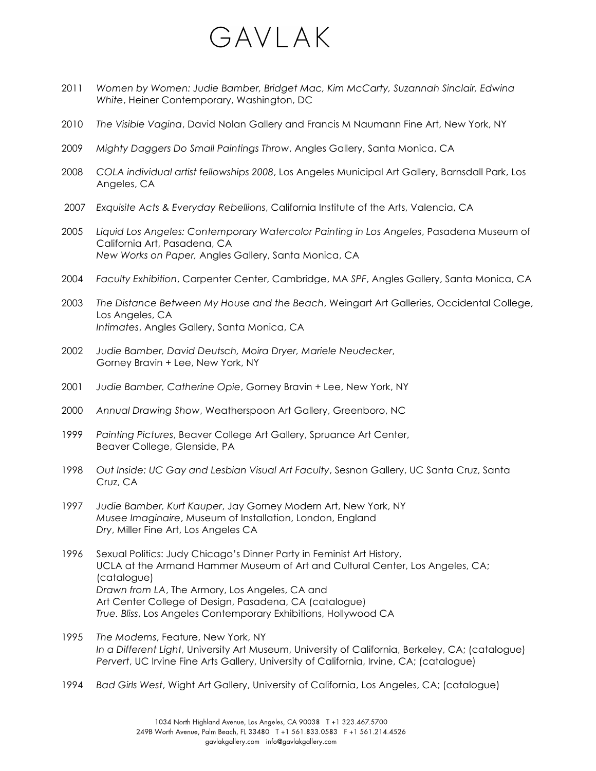2011 *Women by Women: Judie Bamber, Bridget Mac, Kim McCarty, Suzannah Sinclair, Edwina White*, Heiner Contemporary, Washington, DC

2010 *The Visible Vagina*, David Nolan Gallery and Francis M Naumann Fine Art, New York, NY

2009 *Mighty Daggers Do Small Paintings Throw*, Angles Gallery, Santa Monica, CA

2008 *COLA individual artist fellowships 2008*, Los Angeles Municipal Art Gallery, Barnsdall Park, Los Angeles, CA

2007 *Exquisite Acts & Everyday Rebellions*, California Institute of the Arts, Valencia, CA

2005 *Liquid Los Angeles: Contemporary Watercolor Painting in Los Angeles*, Pasadena Museum of California Art, Pasadena, CA
*New Works on Paper,* Angles Gallery, Santa Monica, CA

2004 *Faculty Exhibition*, Carpenter Center, Cambridge, MA *SPF*, Angles Gallery, Santa Monica, CA

2003 *The Distance Between My House and the Beach*, Weingart Art Galleries, Occidental College, Los Angeles, CA
*Intimates*, Angles Gallery, Santa Monica, CA

2002 *Judie Bamber, David Deutsch, Moira Dryer, Mariele Neudecker*, Gorney Bravin + Lee, New York, NY

2001 *Judie Bamber, Catherine Opie*, Gorney Bravin + Lee, New York, NY

2000 *Annual Drawing Show*, Weatherspoon Art Gallery, Greenboro, NC

1999 *Painting Pictures*, Beaver College Art Gallery, Spruance Art Center, Beaver College, Glenside, PA

1998 *Out Inside: UC Gay and Lesbian Visual Art Faculty*, Sesnon Gallery, UC Santa Cruz, Santa Cruz, CA

1997 *Judie Bamber, Kurt Kauper*, Jay Gorney Modern Art, New York, NY
*Musee Imaginaire*, Museum of Installation, London, England
*Dry*, Miller Fine Art, Los Angeles CA

1996 Sexual Politics: Judy Chicago's Dinner Party in Feminist Art History, UCLA at the Armand Hammer Museum of Art and Cultural Center, Los Angeles, CA; (catalogue)
*Drawn from LA*, The Armory, Los Angeles, CA and Art Center College of Design, Pasadena, CA (catalogue)
*True. Bliss*, Los Angeles Contemporary Exhibitions, Hollywood CA

1995 *The Moderns*, Feature, New York, NY
*In a Different Light*, University Art Museum, University of California, Berkeley, CA; (catalogue)
*Pervert*, UC Irvine Fine Arts Gallery, University of California, Irvine, CA; (catalogue)

1994 *Bad Girls West*, Wight Art Gallery, University of California, Los Angeles, CA; (catalogue)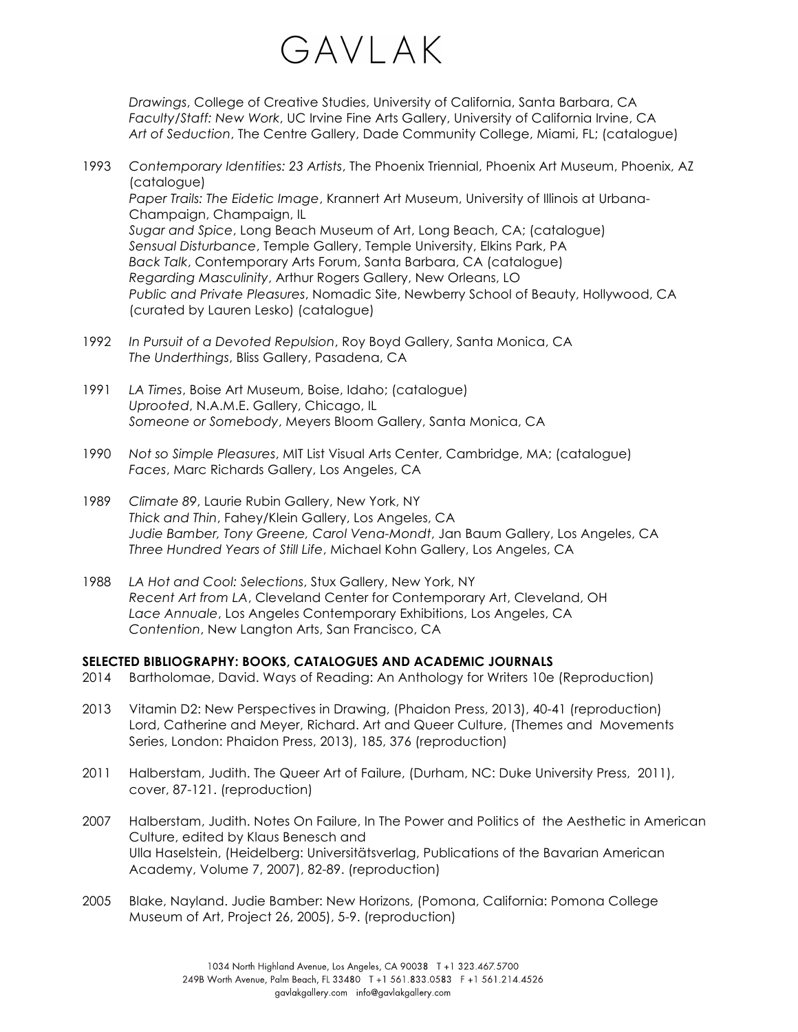*Drawings*, College of Creative Studies, University of California, Santa Barbara, CA
*Faculty/Staff: New Work*, UC Irvine Fine Arts Gallery, University of California Irvine, CA
*Art of Seduction*, The Centre Gallery, Dade Community College, Miami, FL; (catalogue)

1993 *Contemporary Identities: 23 Artists*, The Phoenix Triennial, Phoenix Art Museum, Phoenix, AZ (catalogue)
*Paper Trails: The Eidetic Image*, Krannert Art Museum, University of Illinois at Urbana-Champaign, Champaign, IL
*Sugar and Spice*, Long Beach Museum of Art, Long Beach, CA; (catalogue)
*Sensual Disturbance*, Temple Gallery, Temple University, Elkins Park, PA
*Back Talk*, Contemporary Arts Forum, Santa Barbara, CA (catalogue)
*Regarding Masculinity*, Arthur Rogers Gallery, New Orleans, LO
*Public and Private Pleasures*, Nomadic Site, Newberry School of Beauty, Hollywood, CA (curated by Lauren Lesko) (catalogue)

1992 *In Pursuit of a Devoted Repulsion*, Roy Boyd Gallery, Santa Monica, CA
*The Underthings*, Bliss Gallery, Pasadena, CA

1991 *LA Times*, Boise Art Museum, Boise, Idaho; (catalogue)
*Uprooted*, N.A.M.E. Gallery, Chicago, IL
*Someone or Somebody*, Meyers Bloom Gallery, Santa Monica, CA

1990 *Not so Simple Pleasures*, MIT List Visual Arts Center, Cambridge, MA; (catalogue)
*Faces*, Marc Richards Gallery, Los Angeles, CA

1989 *Climate 89*, Laurie Rubin Gallery, New York, NY
*Thick and Thin*, Fahey/Klein Gallery, Los Angeles, CA
*Judie Bamber, Tony Greene, Carol Vena-Mondt*, Jan Baum Gallery, Los Angeles, CA
*Three Hundred Years of Still Life*, Michael Kohn Gallery, Los Angeles, CA

1988 *LA Hot and Cool: Selections*, Stux Gallery, New York, NY
*Recent Art from LA*, Cleveland Center for Contemporary Art, Cleveland, OH
*Lace Annuale*, Los Angeles Contemporary Exhibitions, Los Angeles, CA
*Contention*, New Langton Arts, San Francisco, CA

**SELECTED BIBLIOGRAPHY: BOOKS, CATALOGUES AND ACADEMIC JOURNALS**

2014 Bartholomae, David. Ways of Reading: An Anthology for Writers 10e (Reproduction)

2013 Vitamin D2: New Perspectives in Drawing, (Phaidon Press, 2013), 40-41 (reproduction)
Lord, Catherine and Meyer, Richard. Art and Queer Culture, (Themes and Movements Series, London: Phaidon Press, 2013), 185, 376 (reproduction)

2011 Halberstam, Judith. The Queer Art of Failure, (Durham, NC: Duke University Press, 2011), cover, 87-121. (reproduction)

2007 Halberstam, Judith. Notes On Failure, In The Power and Politics of the Aesthetic in American Culture, edited by Klaus Benesch and Ulla Haselstein, (Heidelberg: Universitätsverlag, Publications of the Bavarian American Academy, Volume 7, 2007), 82-89. (reproduction)

2005 Blake, Nayland. Judie Bamber: New Horizons, (Pomona, California: Pomona College Museum of Art, Project 26, 2005), 5-9. (reproduction)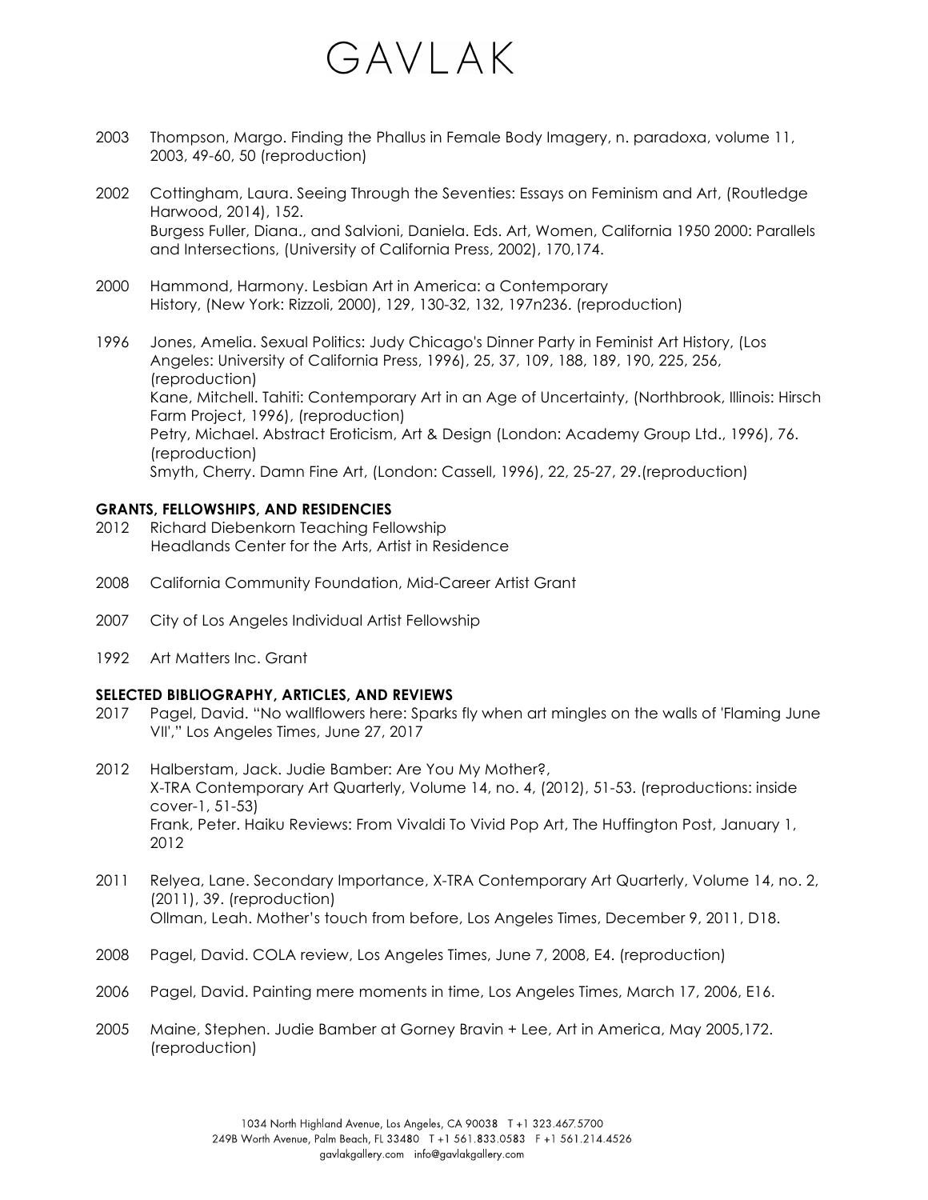2003 Thompson, Margo. Finding the Phallus in Female Body Imagery, n. paradoxa, volume 11, 2003, 49-60, 50 (reproduction)

2002 Cottingham, Laura. Seeing Through the Seventies: Essays on Feminism and Art, (Routledge Harwood, 2014), 152.
Burgess Fuller, Diana., and Salvioni, Daniela. Eds. Art, Women, California 1950 2000: Parallels and Intersections, (University of California Press, 2002), 170,174.

2000 Hammond, Harmony. Lesbian Art in America: a Contemporary History, (New York: Rizzoli, 2000), 129, 130-32, 132, 197n236. (reproduction)

1996 Jones, Amelia. Sexual Politics: Judy Chicago's Dinner Party in Feminist Art History, (Los Angeles: University of California Press, 1996), 25, 37, 109, 188, 189, 190, 225, 256, (reproduction)
Kane, Mitchell. Tahiti: Contemporary Art in an Age of Uncertainty, (Northbrook, Illinois: Hirsch Farm Project, 1996), (reproduction)
Petry, Michael. Abstract Eroticism, Art & Design (London: Academy Group Ltd., 1996), 76. (reproduction)
Smyth, Cherry. Damn Fine Art, (London: Cassell, 1996), 22, 25-27, 29.(reproduction)

**GRANTS, FELLOWSHIPS, AND RESIDENCIES**

2012 Richard Diebenkorn Teaching Fellowship
Headlands Center for the Arts, Artist in Residence

2008 California Community Foundation, Mid-Career Artist Grant

2007 City of Los Angeles Individual Artist Fellowship

1992 Art Matters Inc. Grant

**SELECTED BIBLIOGRAPHY, ARTICLES, AND REVIEWS**

2017 Pagel, David. "No wallflowers here: Sparks fly when art mingles on the walls of 'Flaming June VII'," Los Angeles Times, June 27, 2017

2012 Halberstam, Jack. Judie Bamber: Are You My Mother?, X-TRA Contemporary Art Quarterly, Volume 14, no. 4, (2012), 51-53. (reproductions: inside cover-1, 51-53)
Frank, Peter. Haiku Reviews: From Vivaldi To Vivid Pop Art, The Huffington Post, January 1, 2012

2011 Relyea, Lane. Secondary Importance, X-TRA Contemporary Art Quarterly, Volume 14, no. 2, (2011), 39. (reproduction)
Ollman, Leah. Mother's touch from before, Los Angeles Times, December 9, 2011, D18.

2008 Pagel, David. COLA review, Los Angeles Times, June 7, 2008, E4. (reproduction)

2006 Pagel, David. Painting mere moments in time, Los Angeles Times, March 17, 2006, E16.

2005 Maine, Stephen. Judie Bamber at Gorney Bravin + Lee, Art in America, May 2005,172. (reproduction)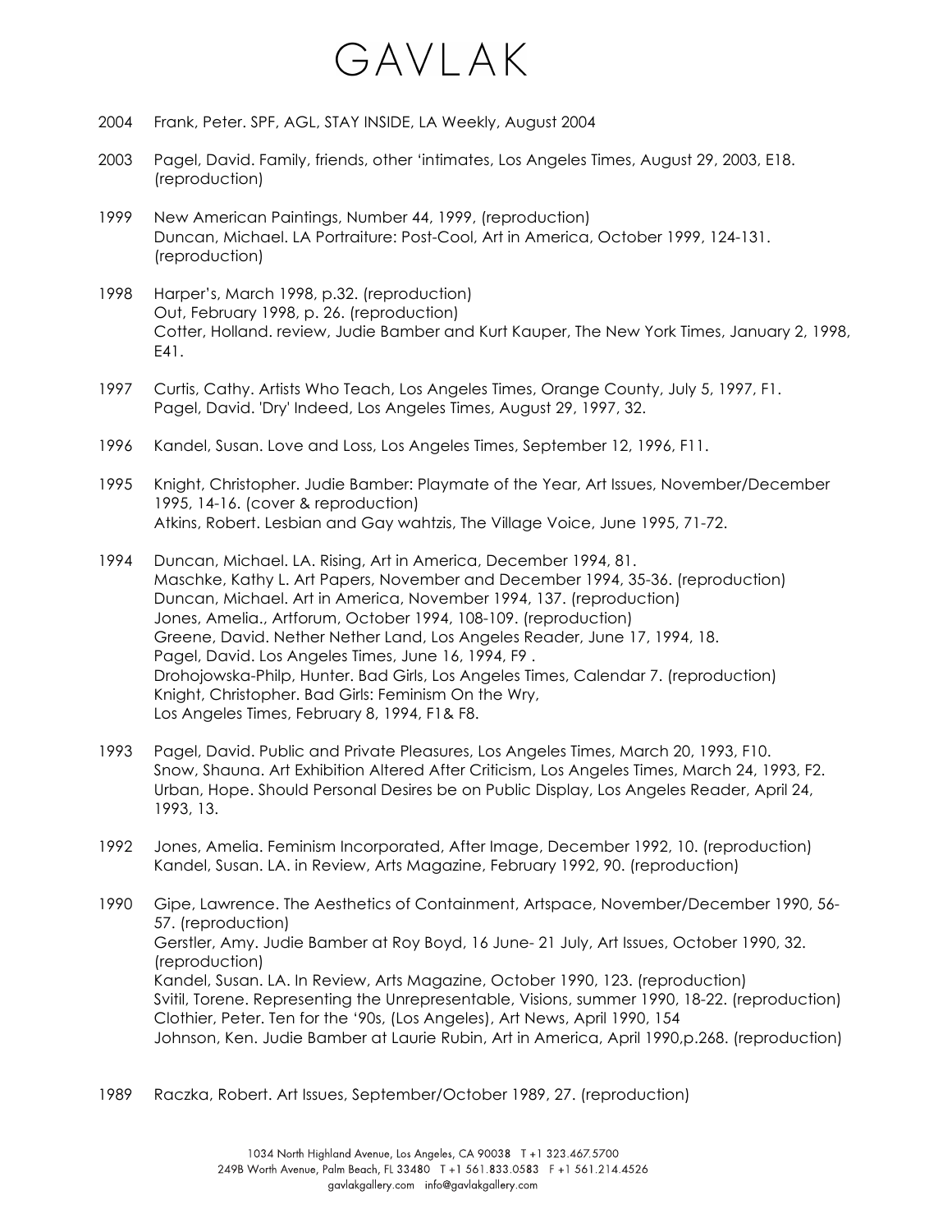2004 Frank, Peter. SPF, AGL, STAY INSIDE, LA Weekly, August 2004

2003 Pagel, David. Family, friends, other 'intimates, Los Angeles Times, August 29, 2003, E18. (reproduction)

1999 New American Paintings, Number 44, 1999, (reproduction)
Duncan, Michael. LA Portraiture: Post-Cool, Art in America, October 1999, 124-131. (reproduction)

1998 Harper's, March 1998, p.32. (reproduction)
Out, February 1998, p. 26. (reproduction)
Cotter, Holland. review, Judie Bamber and Kurt Kauper, The New York Times, January 2, 1998, E41.

1997 Curtis, Cathy. Artists Who Teach, Los Angeles Times, Orange County, July 5, 1997, F1.
Pagel, David. 'Dry' Indeed, Los Angeles Times, August 29, 1997, 32.

1996 Kandel, Susan. Love and Loss, Los Angeles Times, September 12, 1996, F11.

1995 Knight, Christopher. Judie Bamber: Playmate of the Year, Art Issues, November/December 1995, 14-16. (cover & reproduction)
Atkins, Robert. Lesbian and Gay wahtzis, The Village Voice, June 1995, 71-72.

1994 Duncan, Michael. LA. Rising, Art in America, December 1994, 81.
Maschke, Kathy L. Art Papers, November and December 1994, 35-36. (reproduction)
Duncan, Michael. Art in America, November 1994, 137. (reproduction)
Jones, Amelia., Artforum, October 1994, 108-109. (reproduction)
Greene, David. Nether Nether Land, Los Angeles Reader, June 17, 1994, 18.
Pagel, David. Los Angeles Times, June 16, 1994, F9 .
Drohojowska-Philp, Hunter. Bad Girls, Los Angeles Times, Calendar 7. (reproduction)
Knight, Christopher. Bad Girls: Feminism On the Wry,
Los Angeles Times, February 8, 1994, F1& F8.

1993 Pagel, David. Public and Private Pleasures, Los Angeles Times, March 20, 1993, F10.
Snow, Shauna. Art Exhibition Altered After Criticism, Los Angeles Times, March 24, 1993, F2.
Urban, Hope. Should Personal Desires be on Public Display, Los Angeles Reader, April 24, 1993, 13.

1992 Jones, Amelia. Feminism Incorporated, After Image, December 1992, 10. (reproduction)
Kandel, Susan. LA. in Review, Arts Magazine, February 1992, 90. (reproduction)

1990 Gipe, Lawrence. The Aesthetics of Containment, Artspace, November/December 1990, 56-57. (reproduction)
Gerstler, Amy. Judie Bamber at Roy Boyd, 16 June- 21 July, Art Issues, October 1990, 32. (reproduction)
Kandel, Susan. LA. In Review, Arts Magazine, October 1990, 123. (reproduction)
Svitil, Torene. Representing the Unrepresentable, Visions, summer 1990, 18-22. (reproduction)
Clothier, Peter. Ten for the '90s, (Los Angeles), Art News, April 1990, 154
Johnson, Ken. Judie Bamber at Laurie Rubin, Art in America, April 1990,p.268. (reproduction)

1989 Raczka, Robert. Art Issues, September/October 1989, 27. (reproduction)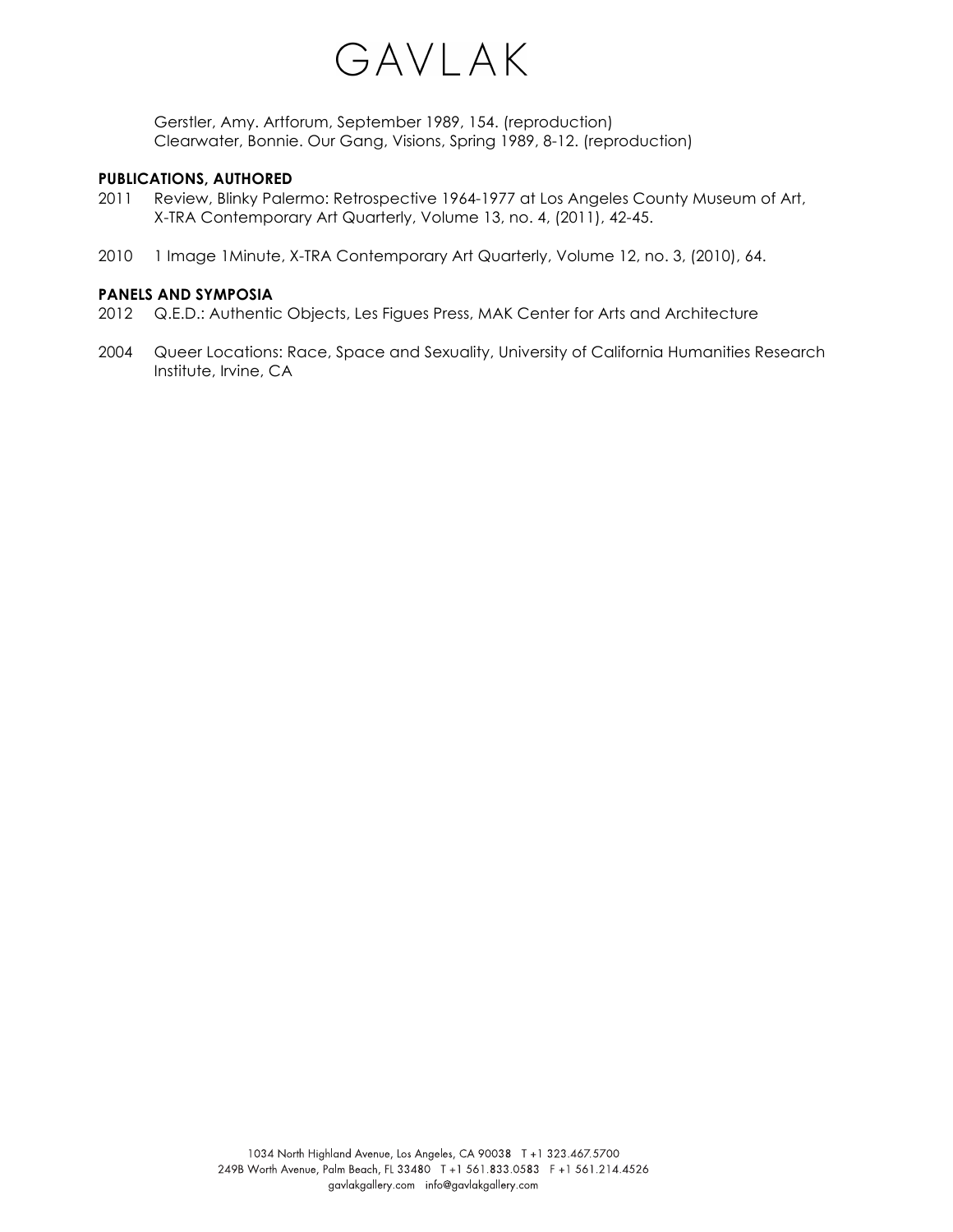Gerstler, Amy. Artforum, September 1989, 154. (reproduction)
Clearwater, Bonnie. Our Gang, Visions, Spring 1989, 8-12. (reproduction)

**PUBLICATIONS, AUTHORED**

2011 Review, Blinky Palermo: Retrospective 1964-1977 at Los Angeles County Museum of Art, X-TRA Contemporary Art Quarterly, Volume 13, no. 4, (2011), 42-45.

2010 1 Image 1Minute, X-TRA Contemporary Art Quarterly, Volume 12, no. 3, (2010), 64.

**PANELS AND SYMPOSIA**

2012 Q.E.D.: Authentic Objects, Les Figues Press, MAK Center for Arts and Architecture

2004 Queer Locations: Race, Space and Sexuality, University of California Humanities Research Institute, Irvine, CA